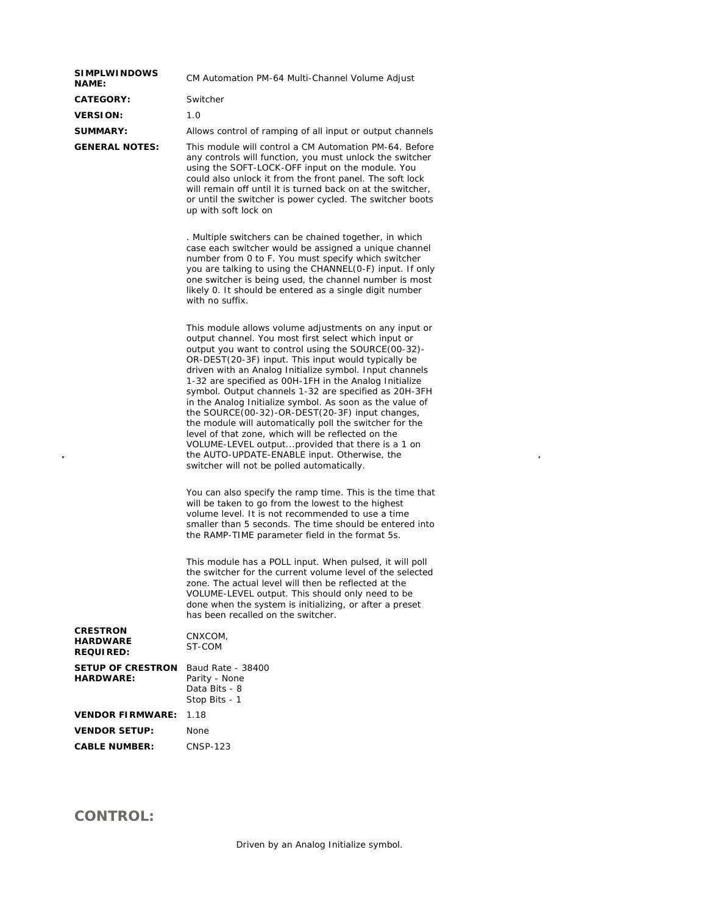| | |
|---|---|
| **SIMPLWINDOWS NAME:** | CM Automation PM-64 Multi-Channel Volume Adjust |
| **CATEGORY:** | Switcher |
| **VERSION:** | 1.0 |
| **SUMMARY:** | Allows control of ramping of all input or output channels |
| **GENERAL NOTES:** | This module will control a CM Automation PM-64. Before any controls will function, you must unlock the switcher using the SOFT-LOCK-OFF input on the module. You could also unlock it from the front panel. The soft lock will remain off until it is turned back on at the switcher, or until the switcher is power cycled. The switcher boots up with soft lock on<br><br>. Multiple switchers can be chained together, in which case each switcher would be assigned a unique channel number from 0 to F. You must specify which switcher you are talking to using the CHANNEL(0-F) input. If only one switcher is being used, the channel number is most likely 0. It should be entered as a single digit number with no suffix.<br><br>This module allows volume adjustments on any input or output channel. You most first select which input or output you want to control using the SOURCE(00-32)-OR-DEST(20-3F) input. This input would typically be driven with an Analog Initialize symbol. Input channels 1-32 are specified as 00H-1FH in the Analog Initialize symbol. Output channels 1-32 are specified as 20H-3FH in the Analog Initialize symbol. As soon as the value of the SOURCE(00-32)-OR-DEST(20-3F) input changes, the module will automatically poll the switcher for the level of that zone, which will be reflected on the VOLUME-LEVEL output...provided that there is a 1 on the AUTO-UPDATE-ENABLE input. Otherwise, the switcher will not be polled automatically.<br><br>You can also specify the ramp time. This is the time that will be taken to go from the lowest to the highest volume level. It is not recommended to use a time smaller than 5 seconds. The time should be entered into the RAMP-TIME parameter field in the format 5s.<br><br>This module has a POLL input. When pulsed, it will poll the switcher for the current volume level of the selected zone. The actual level will then be reflected at the VOLUME-LEVEL output. This should only need to be done when the system is initializing, or after a preset has been recalled on the switcher. |
| **CRESTRON HARDWARE REQUIRED:** | CNXCOM,<br>ST-COM |
| **SETUP OF CRESTRON HARDWARE:** | Baud Rate - 38400<br>Parity - None<br>Data Bits - 8<br>Stop Bits - 1 |
| **VENDOR FIRMWARE:** | 1.18 |
| **VENDOR SETUP:** | None |
| **CABLE NUMBER:** | CNSP-123 |

## CONTROL:

Driven by an Analog Initialize symbol.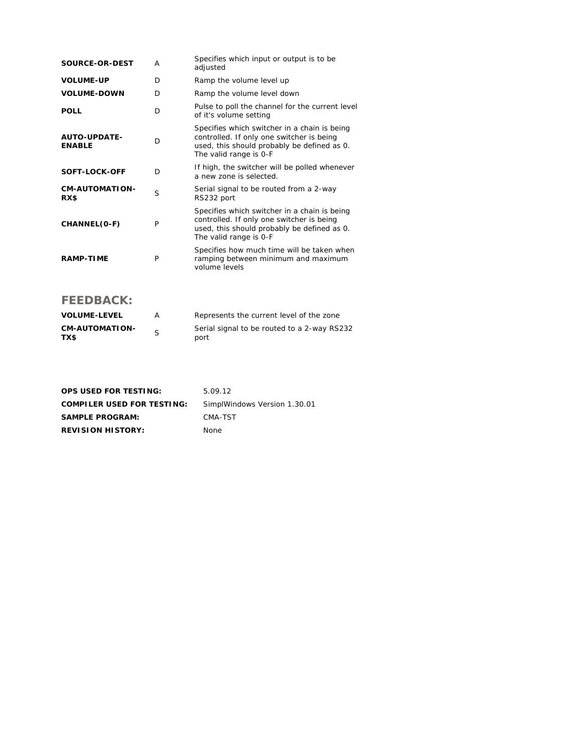| | | |
|---|---|---|
| **SOURCE-OR-DEST** | A | Specifies which input or output is to be adjusted |
| **VOLUME-UP** | D | Ramp the volume level up |
| **VOLUME-DOWN** | D | Ramp the volume level down |
| **POLL** | D | Pulse to poll the channel for the current level of it's volume setting |
| **AUTO-UPDATE-ENABLE** | D | Specifies which switcher in a chain is being controlled. If only one switcher is being used, this should probably be defined as 0. The valid range is 0-F |
| **SOFT-LOCK-OFF** | D | If high, the switcher will be polled whenever a new zone is selected. |
| **CM-AUTOMATION-RX$** | S | Serial signal to be routed from a 2-way RS232 port |
| **CHANNEL(0-F)** | P | Specifies which switcher in a chain is being controlled. If only one switcher is being used, this should probably be defined as 0. The valid range is 0-F |
| **RAMP-TIME** | P | Specifies how much time will be taken when ramping between minimum and maximum volume levels |

## FEEDBACK:

| | | |
|---|---|---|
| **VOLUME-LEVEL** | A | Represents the current level of the zone |
| **CM-AUTOMATION-TX$** | S | Serial signal to be routed to a 2-way RS232 port |

| | |
|---|---|
| **OPS USED FOR TESTING:** | 5.09.12 |
| **COMPILER USED FOR TESTING:** | SimplWindows Version 1.30.01 |
| **SAMPLE PROGRAM:** | CMA-TST |
| **REVISION HISTORY:** | None |